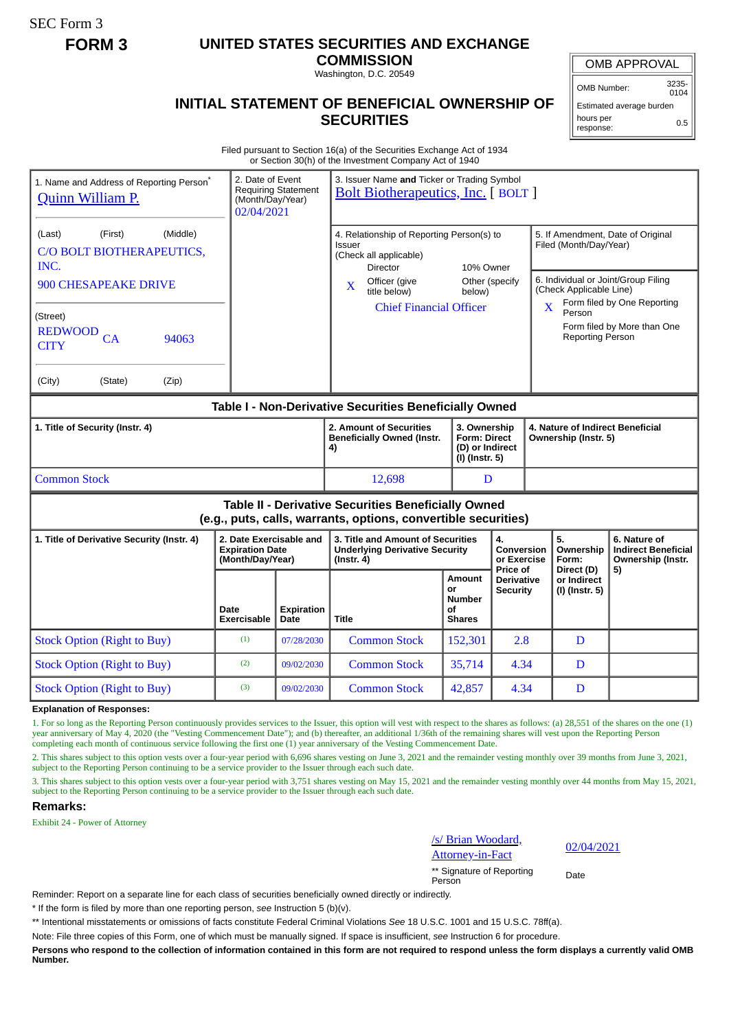SEC Form 3

**FORM 3**

# UNITED STATES SECURITIES AND EXCHANGE COMMISSION

Washington, D.C. 20549

## INITIAL STATEMENT OF BENEFICIAL OWNERSHIP OF SECURITIES

| OMB APPROVAL | |
|---|---|
| OMB Number: | 3235-0104 |
| Estimated average burden | |
| hours per response: | 0.5 |

Filed pursuant to Section 16(a) of the Securities Exchange Act of 1934
or Section 30(h) of the Investment Company Act of 1940

1. Name and Address of Reporting Person*
Quinn William P.

(Last) (First) (Middle)
C/O BOLT BIOTHERAPEUTICS, INC.
900 CHESAPEAKE DRIVE

(Street)
REDWOOD CITY CA 94063

(City) (State) (Zip)

2. Date of Event Requiring Statement (Month/Day/Year)
02/04/2021

3. Issuer Name and Ticker or Trading Symbol
Bolt Biotherapeutics, Inc. [ BOLT ]

4. Relationship of Reporting Person(s) to Issuer (Check all applicable)
Director
10% Owner
X Officer (give title below)
Other (specify below)
Chief Financial Officer

5. If Amendment, Date of Original Filed (Month/Day/Year)

6. Individual or Joint/Group Filing (Check Applicable Line)
X Form filed by One Reporting Person
Form filed by More than One Reporting Person

### Table I - Non-Derivative Securities Beneficially Owned

| 1. Title of Security (Instr. 4) | 2. Amount of Securities Beneficially Owned (Instr. 4) | 3. Ownership Form: Direct (D) or Indirect (I) (Instr. 5) | 4. Nature of Indirect Beneficial Ownership (Instr. 5) |
|---|---|---|---|
| Common Stock | 12,698 | D | |

### Table II - Derivative Securities Beneficially Owned (e.g., puts, calls, warrants, options, convertible securities)

| 1. Title of Derivative Security (Instr. 4) | 2. Date Exercisable and Expiration Date (Month/Day/Year) | | 3. Title and Amount of Securities Underlying Derivative Security (Instr. 4) | | 4. Conversion or Exercise Price of Derivative Security | 5. Ownership Form: Direct (D) or Indirect (I) (Instr. 5) | 6. Nature of Indirect Beneficial Ownership (Instr. 5) |
|---|---|---|---|---|---|---|---|
| | Date Exercisable | Expiration Date | Title | Amount or Number of Shares | | | |
| Stock Option (Right to Buy) | (1) | 07/28/2030 | Common Stock | 152,301 | 2.8 | D | |
| Stock Option (Right to Buy) | (2) | 09/02/2030 | Common Stock | 35,714 | 4.34 | D | |
| Stock Option (Right to Buy) | (3) | 09/02/2030 | Common Stock | 42,857 | 4.34 | D | |

**Explanation of Responses:**

1. For so long as the Reporting Person continuously provides services to the Issuer, this option will vest with respect to the shares as follows: (a) 28,551 of the shares on the one (1) year anniversary of May 4, 2020 (the "Vesting Commencement Date"); and (b) thereafter, an additional 1/36th of the remaining shares will vest upon the Reporting Person completing each month of continuous service following the first one (1) year anniversary of the Vesting Commencement Date.

2. This shares subject to this option vests over a four-year period with 6,696 shares vesting on June 3, 2021 and the remainder vesting monthly over 39 months from June 3, 2021, subject to the Reporting Person continuing to be a service provider to the Issuer through each such date.

3. This shares subject to this option vests over a four-year period with 3,751 shares vesting on May 15, 2021 and the remainder vesting monthly over 44 months from May 15, 2021, subject to the Reporting Person continuing to be a service provider to the Issuer through each such date.

**Remarks:**

Exhibit 24 - Power of Attorney

/s/ Brian Woodard, Attorney-in-Fact — 02/04/2021

** Signature of Reporting Person — Date

Reminder: Report on a separate line for each class of securities beneficially owned directly or indirectly.

* If the form is filed by more than one reporting person, *see* Instruction 5 (b)(v).

** Intentional misstatements or omissions of facts constitute Federal Criminal Violations *See* 18 U.S.C. 1001 and 15 U.S.C. 78ff(a).

Note: File three copies of this Form, one of which must be manually signed. If space is insufficient, *see* Instruction 6 for procedure.

**Persons who respond to the collection of information contained in this form are not required to respond unless the form displays a currently valid OMB Number.**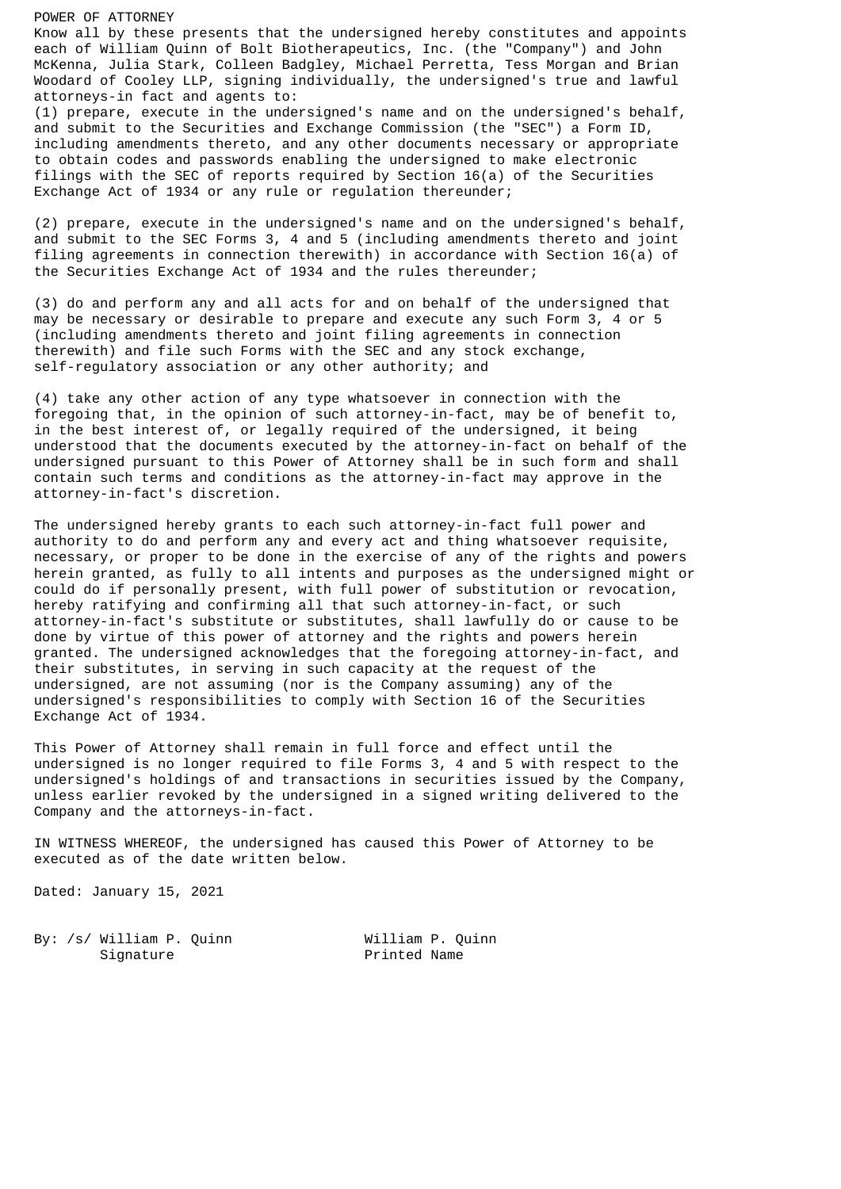POWER OF ATTORNEY

Know all by these presents that the undersigned hereby constitutes and appoints each of William Quinn of Bolt Biotherapeutics, Inc. (the "Company") and John McKenna, Julia Stark, Colleen Badgley, Michael Perretta, Tess Morgan and Brian Woodard of Cooley LLP, signing individually, the undersigned's true and lawful attorneys-in fact and agents to:

(1) prepare, execute in the undersigned's name and on the undersigned's behalf, and submit to the Securities and Exchange Commission (the "SEC") a Form ID, including amendments thereto, and any other documents necessary or appropriate to obtain codes and passwords enabling the undersigned to make electronic filings with the SEC of reports required by Section 16(a) of the Securities Exchange Act of 1934 or any rule or regulation thereunder;

(2) prepare, execute in the undersigned's name and on the undersigned's behalf, and submit to the SEC Forms 3, 4 and 5 (including amendments thereto and joint filing agreements in connection therewith) in accordance with Section 16(a) of the Securities Exchange Act of 1934 and the rules thereunder;

(3) do and perform any and all acts for and on behalf of the undersigned that may be necessary or desirable to prepare and execute any such Form 3, 4 or 5 (including amendments thereto and joint filing agreements in connection therewith) and file such Forms with the SEC and any stock exchange, self-regulatory association or any other authority; and

(4) take any other action of any type whatsoever in connection with the foregoing that, in the opinion of such attorney-in-fact, may be of benefit to, in the best interest of, or legally required of the undersigned, it being understood that the documents executed by the attorney-in-fact on behalf of the undersigned pursuant to this Power of Attorney shall be in such form and shall contain such terms and conditions as the attorney-in-fact may approve in the attorney-in-fact's discretion.

The undersigned hereby grants to each such attorney-in-fact full power and authority to do and perform any and every act and thing whatsoever requisite, necessary, or proper to be done in the exercise of any of the rights and powers herein granted, as fully to all intents and purposes as the undersigned might or could do if personally present, with full power of substitution or revocation, hereby ratifying and confirming all that such attorney-in-fact, or such attorney-in-fact's substitute or substitutes, shall lawfully do or cause to be done by virtue of this power of attorney and the rights and powers herein granted. The undersigned acknowledges that the foregoing attorney-in-fact, and their substitutes, in serving in such capacity at the request of the undersigned, are not assuming (nor is the Company assuming) any of the undersigned's responsibilities to comply with Section 16 of the Securities Exchange Act of 1934.

This Power of Attorney shall remain in full force and effect until the undersigned is no longer required to file Forms 3, 4 and 5 with respect to the undersigned's holdings of and transactions in securities issued by the Company, unless earlier revoked by the undersigned in a signed writing delivered to the Company and the attorneys-in-fact.

IN WITNESS WHEREOF, the undersigned has caused this Power of Attorney to be executed as of the date written below.

Dated: January 15, 2021

By: /s/ William P. Quinn — William P. Quinn

Signature — Printed Name